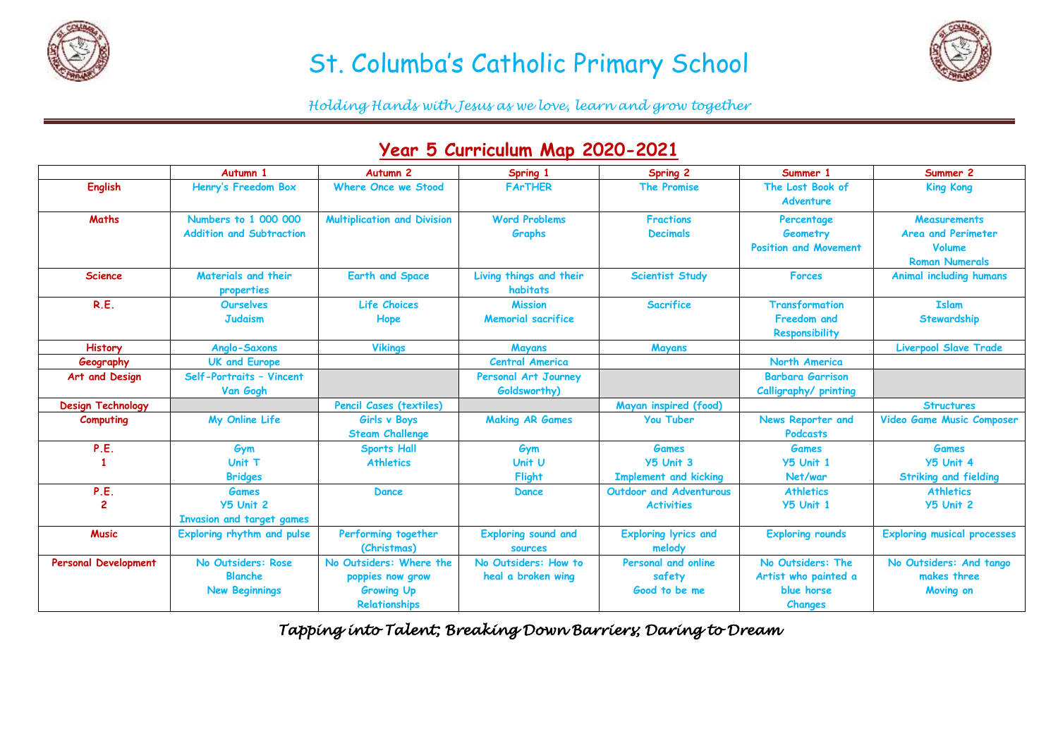# St. Columba's Catholic Primary School

*Holding Hands with Jesus as we love, learn and grow together*

## Year 5 Curriculum Map 2020-2021

| | Autumn 1 | Autumn 2 | Spring 1 | Spring 2 | Summer 1 | Summer 2 |
|---|---|---|---|---|---|---|
| English | Henry's Freedom Box | Where Once we Stood | FArTHER | The Promise | The Lost Book of Adventure | King Kong |
| Maths | Numbers to 1 000 000<br>Addition and Subtraction | Multiplication and Division | Word Problems<br>Graphs | Fractions<br>Decimals | Percentage<br>Geometry<br>Position and Movement | Measurements<br>Area and Perimeter<br>Volume<br>Roman Numerals |
| Science | Materials and their properties | Earth and Space | Living things and their habitats | Scientist Study | Forces | Animal including humans |
| R.E. | Ourselves<br>Judaism | Life Choices<br>Hope | Mission<br>Memorial sacrifice | Sacrifice | Transformation<br>Freedom and Responsibility | Islam<br>Stewardship |
| History | Anglo-Saxons | Vikings | Mayans | Mayans | | Liverpool Slave Trade |
| Geography | UK and Europe | | Central America | | North America | |
| Art and Design | Self-Portraits – Vincent Van Gogh | | Personal Art Journey Goldsworthy) | | Barbara Garrison<br>Calligraphy/ printing | |
| Design Technology | | Pencil Cases (textiles) | | Mayan inspired (food) | | Structures |
| Computing | My Online Life | Girls v Boys<br>Steam Challenge | Making AR Games | You Tuber | News Reporter and Podcasts | Video Game Music Composer |
| P.E. 1 | Gym<br>Unit T<br>Bridges | Sports Hall<br>Athletics | Gym<br>Unit U<br>Flight | Games<br>Y5 Unit 3<br>Implement and kicking | Games<br>Y5 Unit 1<br>Net/war | Games<br>Y5 Unit 4<br>Striking and fielding |
| P.E. 2 | Games<br>Y5 Unit 2<br>Invasion and target games | Dance | Dance | Outdoor and Adventurous Activities | Athletics<br>Y5 Unit 1 | Athletics<br>Y5 Unit 2 |
| Music | Exploring rhythm and pulse | Performing together (Christmas) | Exploring sound and sources | Exploring lyrics and melody | Exploring rounds | Exploring musical processes |
| Personal Development | No Outsiders: Rose Blanche<br>New Beginnings | No Outsiders: Where the poppies now grow<br>Growing Up<br>Relationships | No Outsiders: How to heal a broken wing | Personal and online safety<br>Good to be me | No Outsiders: The Artist who painted a blue horse<br>Changes | No Outsiders: And tango makes three<br>Moving on |

*Tapping into Talent; Breaking Down Barriers; Daring to Dream*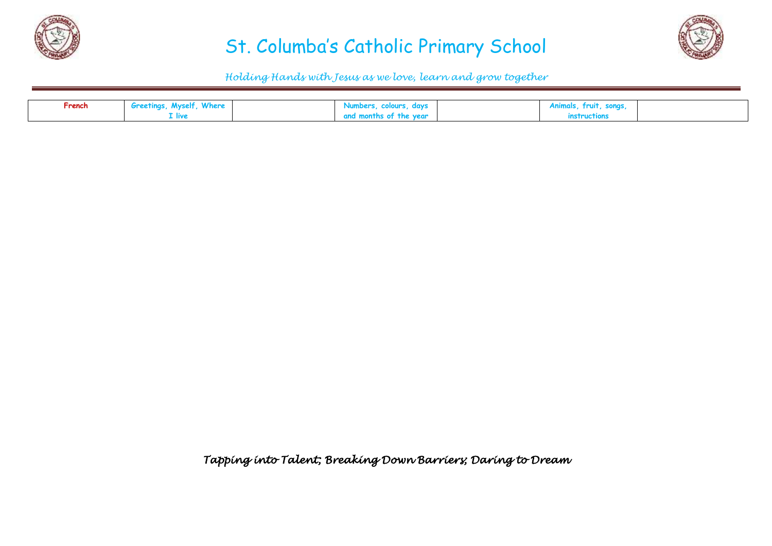# St. Columba's Catholic Primary School

*Holding Hands with Jesus as we love, learn and grow together*

| | | | | | | |
|---|---|---|---|---|---|---|
| French | Greetings, Myself, Where I live | | Numbers, colours, days and months of the year | | Animals, fruit, songs, instructions | |

***Tapping into Talent; Breaking Down Barriers; Daring to Dream***